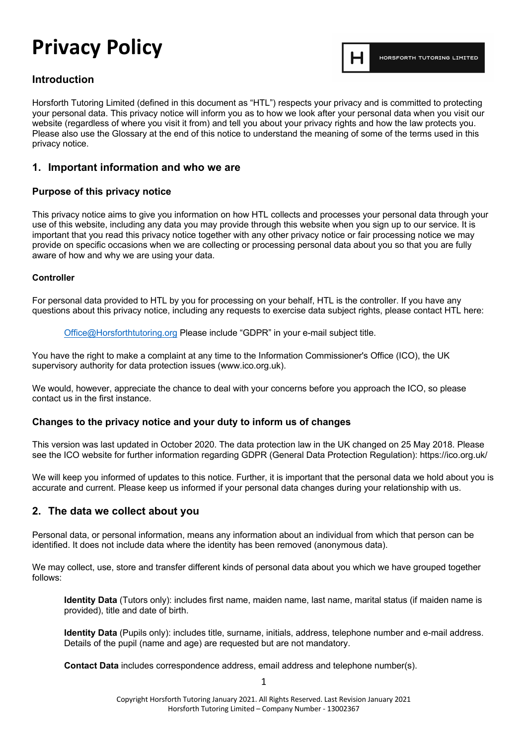# Privacy Policy

## Introduction

Horsforth Tutoring Limited (defined in this document as "HTL") respects your privacy and is committed to protecting your personal data. This privacy notice will inform you as to how we look after your personal data when you visit our website (regardless of where you visit it from) and tell you about your privacy rights and how the law protects you. Please also use the Glossary at the end of this notice to understand the meaning of some of the terms used in this privacy notice.

## 1. Important information and who we are

### Purpose of this privacy notice

This privacy notice aims to give you information on how HTL collects and processes your personal data through your use of this website, including any data you may provide through this website when you sign up to our service. It is important that you read this privacy notice together with any other privacy notice or fair processing notice we may provide on specific occasions when we are collecting or processing personal data about you so that you are fully aware of how and why we are using your data.

#### Controller

For personal data provided to HTL by you for processing on your behalf, HTL is the controller. If you have any questions about this privacy notice, including any requests to exercise data subject rights, please contact HTL here:

> Office@Horsforthtutoring.org Please include "GDPR" in your e-mail subject title.

You have the right to make a complaint at any time to the Information Commissioner's Office (ICO), the UK supervisory authority for data protection issues (www.ico.org.uk).

We would, however, appreciate the chance to deal with your concerns before you approach the ICO, so please contact us in the first instance.

### Changes to the privacy notice and your duty to inform us of changes

This version was last updated in October 2020. The data protection law in the UK changed on 25 May 2018. Please see the ICO website for further information regarding GDPR (General Data Protection Regulation): https://ico.org.uk/

We will keep you informed of updates to this notice. Further, it is important that the personal data we hold about you is accurate and current. Please keep us informed if your personal data changes during your relationship with us.

## 2. The data we collect about you

Personal data, or personal information, means any information about an individual from which that person can be identified. It does not include data where the identity has been removed (anonymous data).

We may collect, use, store and transfer different kinds of personal data about you which we have grouped together follows:

> **Identity Data** (Tutors only): includes first name, maiden name, last name, marital status (if maiden name is provided), title and date of birth.
>
> **Identity Data** (Pupils only): includes title, surname, initials, address, telephone number and e-mail address. Details of the pupil (name and age) are requested but are not mandatory.
>
> **Contact Data** includes correspondence address, email address and telephone number(s).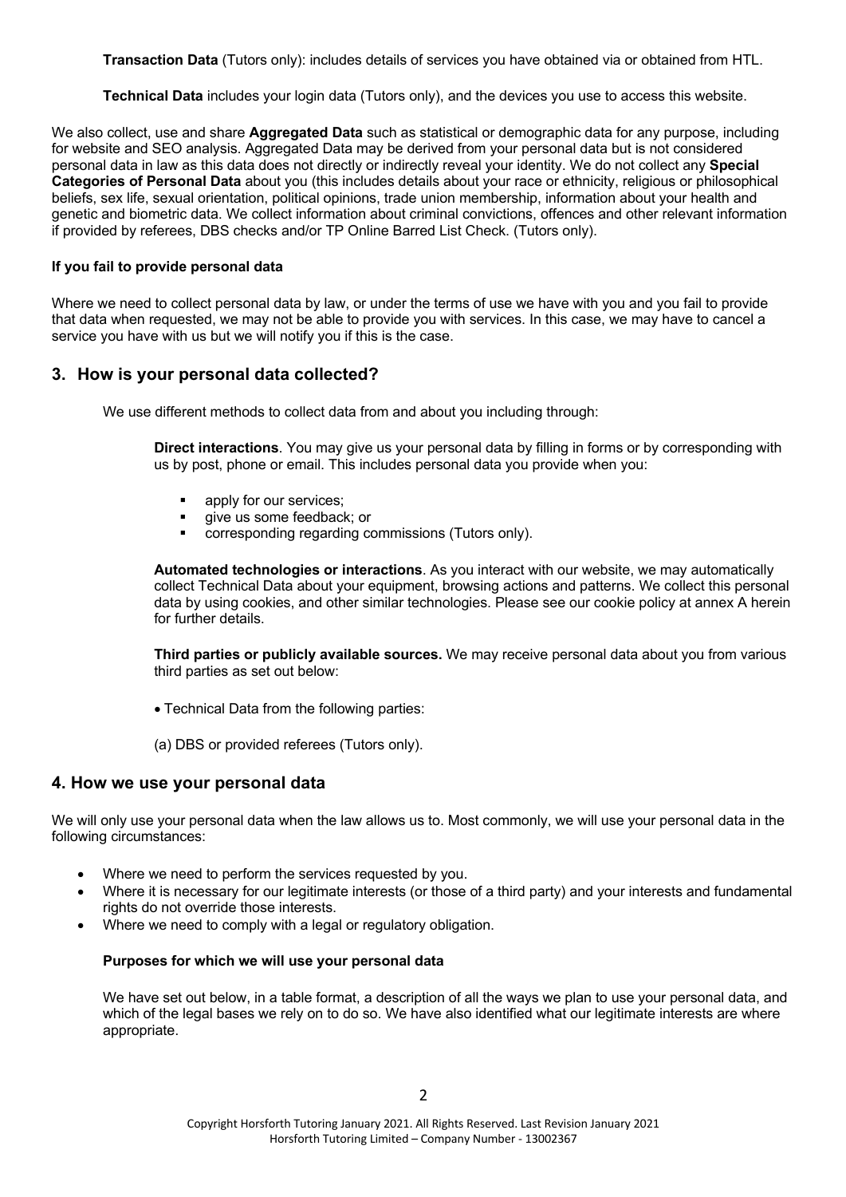**Transaction Data** (Tutors only): includes details of services you have obtained via or obtained from HTL.

**Technical Data** includes your login data (Tutors only), and the devices you use to access this website.

We also collect, use and share **Aggregated Data** such as statistical or demographic data for any purpose, including for website and SEO analysis. Aggregated Data may be derived from your personal data but is not considered personal data in law as this data does not directly or indirectly reveal your identity. We do not collect any **Special Categories of Personal Data** about you (this includes details about your race or ethnicity, religious or philosophical beliefs, sex life, sexual orientation, political opinions, trade union membership, information about your health and genetic and biometric data. We collect information about criminal convictions, offences and other relevant information if provided by referees, DBS checks and/or TP Online Barred List Check. (Tutors only).

#### If you fail to provide personal data

Where we need to collect personal data by law, or under the terms of use we have with you and you fail to provide that data when requested, we may not be able to provide you with services. In this case, we may have to cancel a service you have with us but we will notify you if this is the case.

## 3. How is your personal data collected?

We use different methods to collect data from and about you including through:

**Direct interactions**. You may give us your personal data by filling in forms or by corresponding with us by post, phone or email. This includes personal data you provide when you:

- apply for our services;
- give us some feedback; or
- corresponding regarding commissions (Tutors only).

**Automated technologies or interactions**. As you interact with our website, we may automatically collect Technical Data about your equipment, browsing actions and patterns. We collect this personal data by using cookies, and other similar technologies. Please see our cookie policy at annex A herein for further details.

**Third parties or publicly available sources.** We may receive personal data about you from various third parties as set out below:

- Technical Data from the following parties:

(a) DBS or provided referees (Tutors only).

## 4. How we use your personal data

We will only use your personal data when the law allows us to. Most commonly, we will use your personal data in the following circumstances:

- Where we need to perform the services requested by you.
- Where it is necessary for our legitimate interests (or those of a third party) and your interests and fundamental rights do not override those interests.
- Where we need to comply with a legal or regulatory obligation.

#### Purposes for which we will use your personal data

We have set out below, in a table format, a description of all the ways we plan to use your personal data, and which of the legal bases we rely on to do so. We have also identified what our legitimate interests are where appropriate.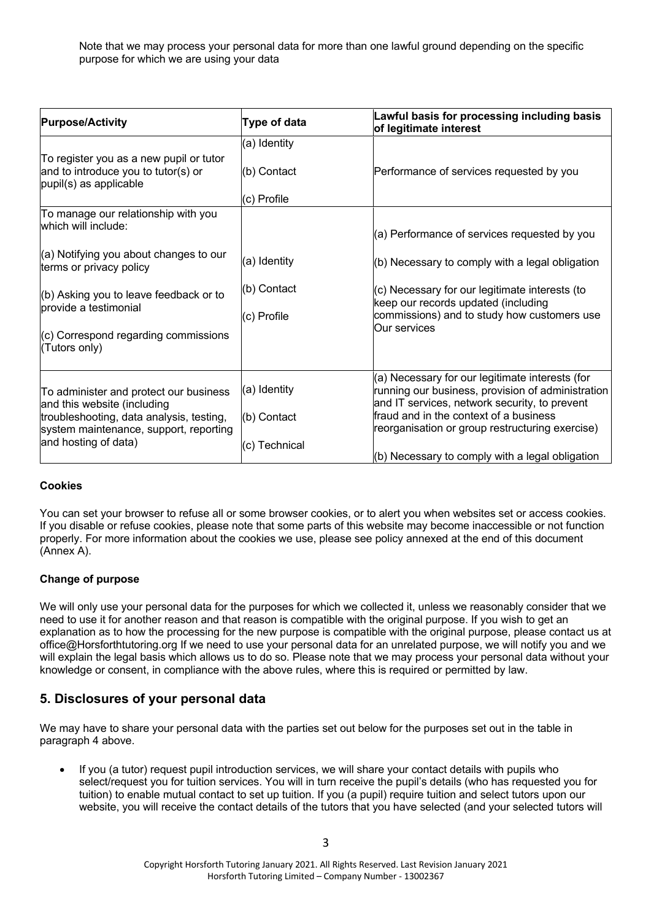Note that we may process your personal data for more than one lawful ground depending on the specific purpose for which we are using your data

| Purpose/Activity | Type of data | Lawful basis for processing including basis of legitimate interest |
|---|---|---|
| To register you as a new pupil or tutor and to introduce you to tutor(s) or pupil(s) as applicable | (a) Identity<br><br>(b) Contact<br><br>(c) Profile | Performance of services requested by you |
| To manage our relationship with you which will include:<br><br>(a) Notifying you about changes to our terms or privacy policy<br><br>(b) Asking you to leave feedback or to provide a testimonial<br><br>(c) Correspond regarding commissions (Tutors only) | (a) Identity<br><br>(b) Contact<br><br>(c) Profile | (a) Performance of services requested by you<br><br>(b) Necessary to comply with a legal obligation<br><br>(c) Necessary for our legitimate interests (to keep our records updated (including commissions) and to study how customers use Our services |
| To administer and protect our business and this website (including troubleshooting, data analysis, testing, system maintenance, support, reporting and hosting of data) | (a) Identity<br><br>(b) Contact<br><br>(c) Technical | (a) Necessary for our legitimate interests (for running our business, provision of administration and IT services, network security, to prevent fraud and in the context of a business reorganisation or group restructuring exercise)<br><br>(b) Necessary to comply with a legal obligation |

**Cookies**

You can set your browser to refuse all or some browser cookies, or to alert you when websites set or access cookies. If you disable or refuse cookies, please note that some parts of this website may become inaccessible or not function properly. For more information about the cookies we use, please see policy annexed at the end of this document (Annex A).

**Change of purpose**

We will only use your personal data for the purposes for which we collected it, unless we reasonably consider that we need to use it for another reason and that reason is compatible with the original purpose. If you wish to get an explanation as to how the processing for the new purpose is compatible with the original purpose, please contact us at office@Horsforthtutoring.org If we need to use your personal data for an unrelated purpose, we will notify you and we will explain the legal basis which allows us to do so. Please note that we may process your personal data without your knowledge or consent, in compliance with the above rules, where this is required or permitted by law.

## 5. Disclosures of your personal data

We may have to share your personal data with the parties set out below for the purposes set out in the table in paragraph 4 above.

- If you (a tutor) request pupil introduction services, we will share your contact details with pupils who select/request you for tuition services. You will in turn receive the pupil's details (who has requested you for tuition) to enable mutual contact to set up tuition. If you (a pupil) require tuition and select tutors upon our website, you will receive the contact details of the tutors that you have selected (and your selected tutors will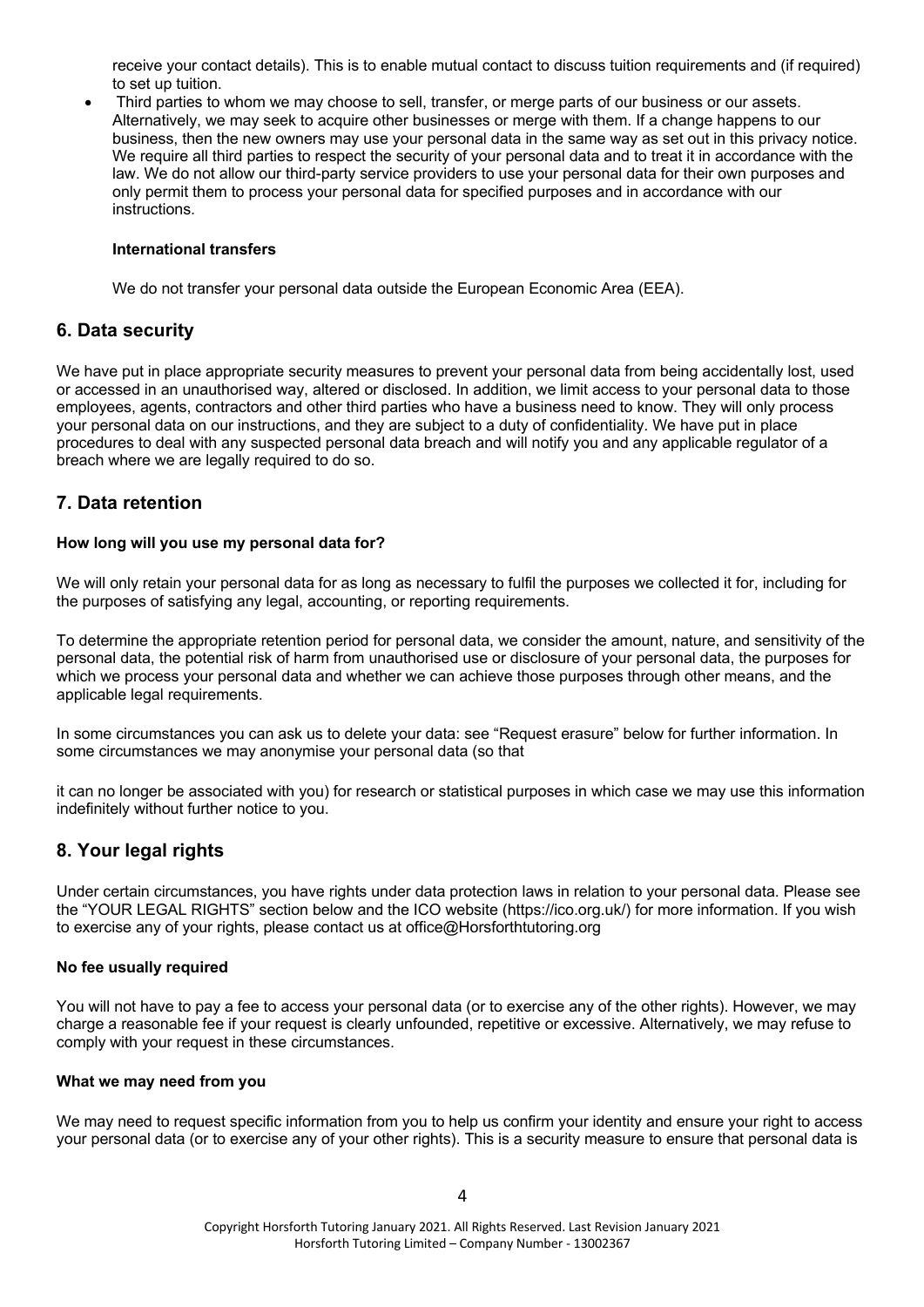receive your contact details). This is to enable mutual contact to discuss tuition requirements and (if required) to set up tuition.

- Third parties to whom we may choose to sell, transfer, or merge parts of our business or our assets. Alternatively, we may seek to acquire other businesses or merge with them. If a change happens to our business, then the new owners may use your personal data in the same way as set out in this privacy notice. We require all third parties to respect the security of your personal data and to treat it in accordance with the law. We do not allow our third-party service providers to use your personal data for their own purposes and only permit them to process your personal data for specified purposes and in accordance with our instructions.

**International transfers**

We do not transfer your personal data outside the European Economic Area (EEA).

## 6. Data security

We have put in place appropriate security measures to prevent your personal data from being accidentally lost, used or accessed in an unauthorised way, altered or disclosed. In addition, we limit access to your personal data to those employees, agents, contractors and other third parties who have a business need to know. They will only process your personal data on our instructions, and they are subject to a duty of confidentiality. We have put in place procedures to deal with any suspected personal data breach and will notify you and any applicable regulator of a breach where we are legally required to do so.

## 7. Data retention

**How long will you use my personal data for?**

We will only retain your personal data for as long as necessary to fulfil the purposes we collected it for, including for the purposes of satisfying any legal, accounting, or reporting requirements.

To determine the appropriate retention period for personal data, we consider the amount, nature, and sensitivity of the personal data, the potential risk of harm from unauthorised use or disclosure of your personal data, the purposes for which we process your personal data and whether we can achieve those purposes through other means, and the applicable legal requirements.

In some circumstances you can ask us to delete your data: see "Request erasure" below for further information. In some circumstances we may anonymise your personal data (so that

it can no longer be associated with you) for research or statistical purposes in which case we may use this information indefinitely without further notice to you.

## 8. Your legal rights

Under certain circumstances, you have rights under data protection laws in relation to your personal data. Please see the "YOUR LEGAL RIGHTS" section below and the ICO website (https://ico.org.uk/) for more information. If you wish to exercise any of your rights, please contact us at office@Horsforthtutoring.org

**No fee usually required**

You will not have to pay a fee to access your personal data (or to exercise any of the other rights). However, we may charge a reasonable fee if your request is clearly unfounded, repetitive or excessive. Alternatively, we may refuse to comply with your request in these circumstances.

**What we may need from you**

We may need to request specific information from you to help us confirm your identity and ensure your right to access your personal data (or to exercise any of your other rights). This is a security measure to ensure that personal data is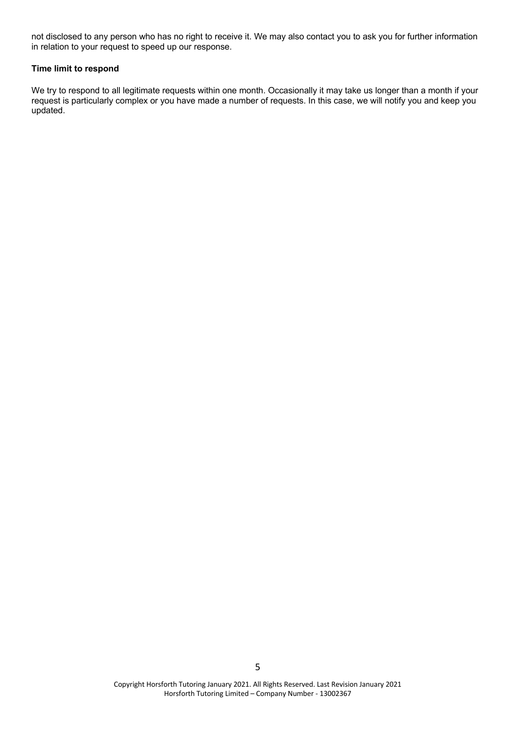not disclosed to any person who has no right to receive it. We may also contact you to ask you for further information in relation to your request to speed up our response.

**Time limit to respond**

We try to respond to all legitimate requests within one month. Occasionally it may take us longer than a month if your request is particularly complex or you have made a number of requests. In this case, we will notify you and keep you updated.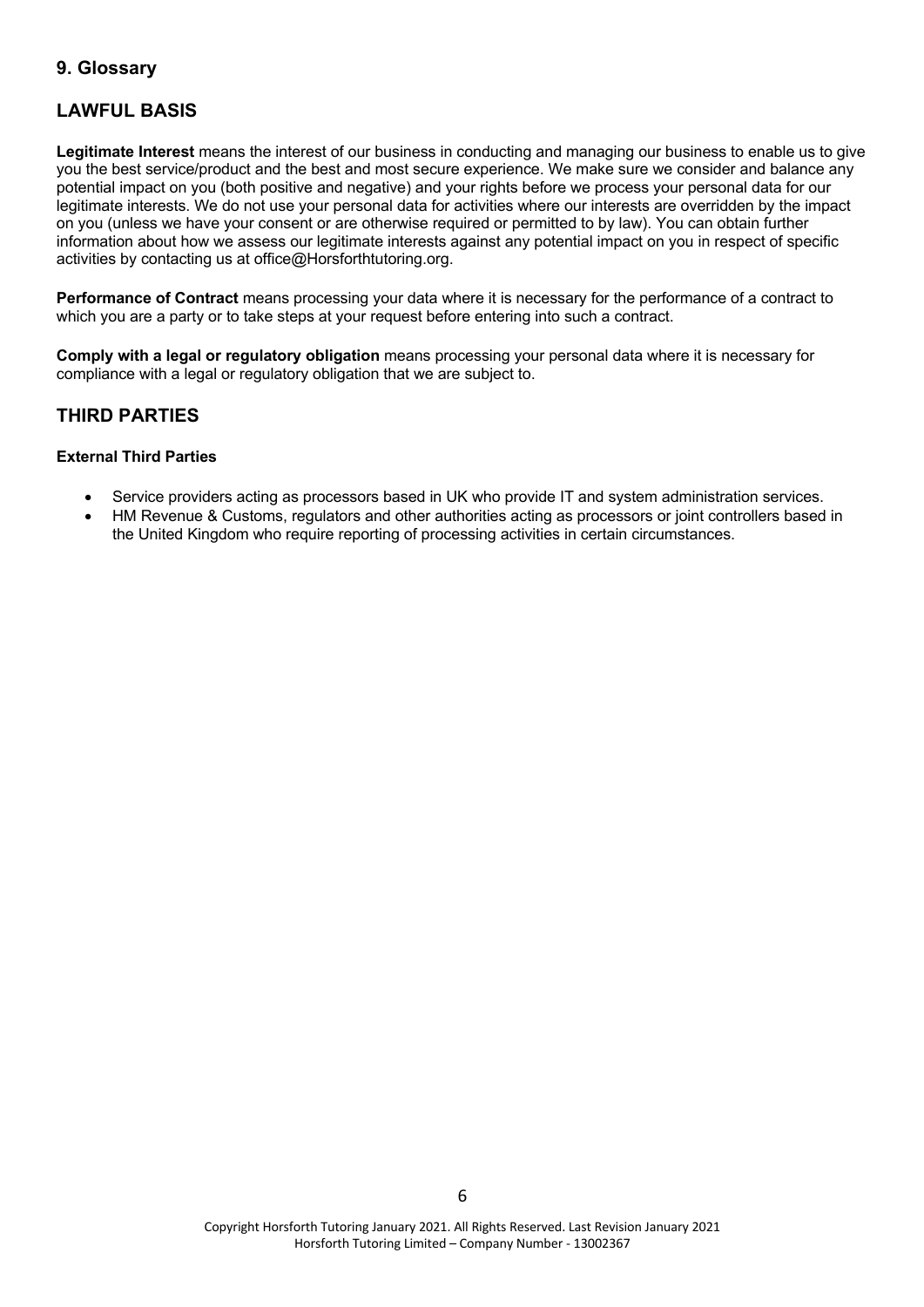## 9. Glossary

## LAWFUL BASIS

**Legitimate Interest** means the interest of our business in conducting and managing our business to enable us to give you the best service/product and the best and most secure experience. We make sure we consider and balance any potential impact on you (both positive and negative) and your rights before we process your personal data for our legitimate interests. We do not use your personal data for activities where our interests are overridden by the impact on you (unless we have your consent or are otherwise required or permitted to by law). You can obtain further information about how we assess our legitimate interests against any potential impact on you in respect of specific activities by contacting us at office@Horsforthtutoring.org.

**Performance of Contract** means processing your data where it is necessary for the performance of a contract to which you are a party or to take steps at your request before entering into such a contract.

**Comply with a legal or regulatory obligation** means processing your personal data where it is necessary for compliance with a legal or regulatory obligation that we are subject to.

## THIRD PARTIES

**External Third Parties**

- Service providers acting as processors based in UK who provide IT and system administration services.
- HM Revenue & Customs, regulators and other authorities acting as processors or joint controllers based in the United Kingdom who require reporting of processing activities in certain circumstances.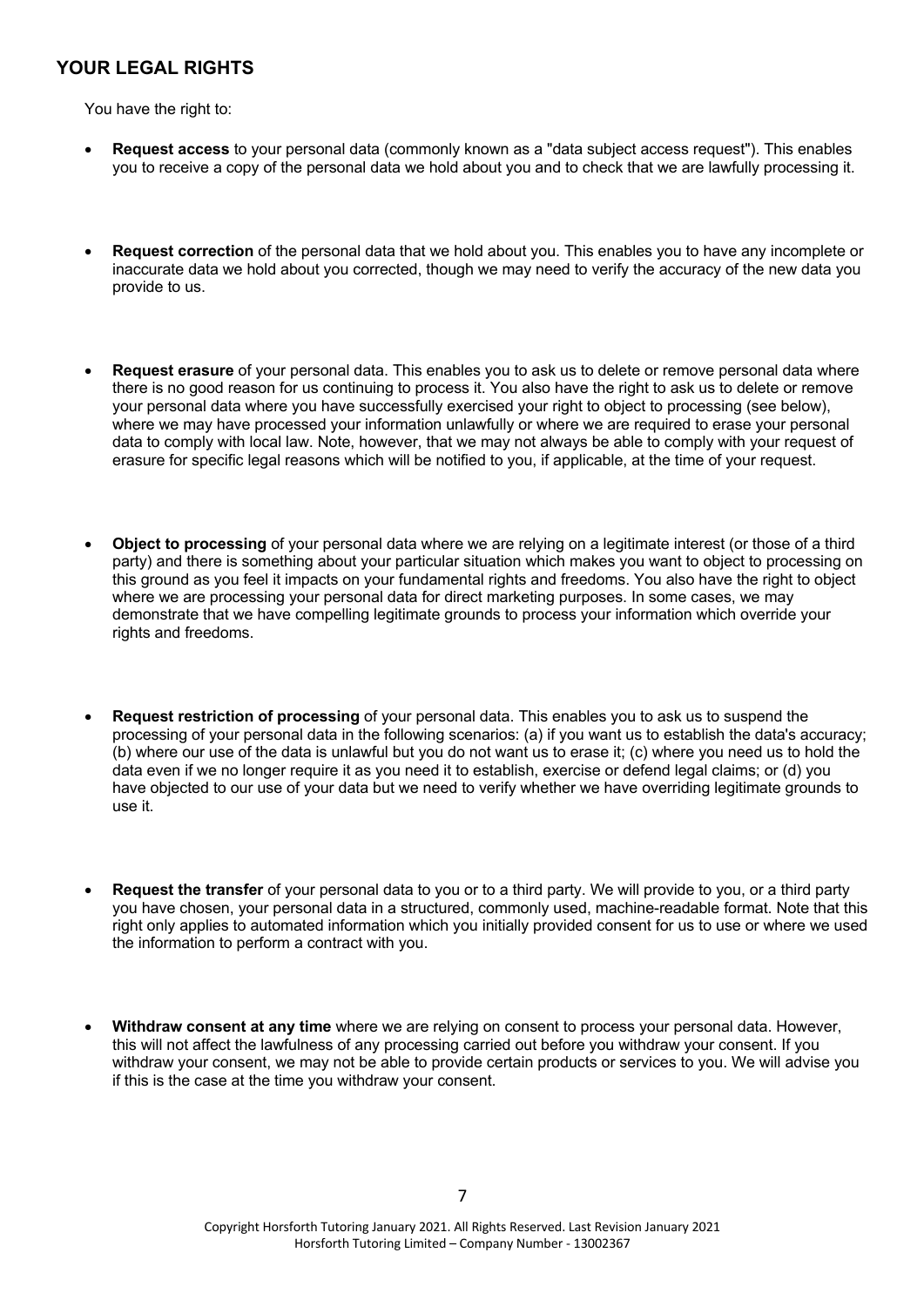## YOUR LEGAL RIGHTS

You have the right to:

- **Request access** to your personal data (commonly known as a "data subject access request"). This enables you to receive a copy of the personal data we hold about you and to check that we are lawfully processing it.

- **Request correction** of the personal data that we hold about you. This enables you to have any incomplete or inaccurate data we hold about you corrected, though we may need to verify the accuracy of the new data you provide to us.

- **Request erasure** of your personal data. This enables you to ask us to delete or remove personal data where there is no good reason for us continuing to process it. You also have the right to ask us to delete or remove your personal data where you have successfully exercised your right to object to processing (see below), where we may have processed your information unlawfully or where we are required to erase your personal data to comply with local law. Note, however, that we may not always be able to comply with your request of erasure for specific legal reasons which will be notified to you, if applicable, at the time of your request.

- **Object to processing** of your personal data where we are relying on a legitimate interest (or those of a third party) and there is something about your particular situation which makes you want to object to processing on this ground as you feel it impacts on your fundamental rights and freedoms. You also have the right to object where we are processing your personal data for direct marketing purposes. In some cases, we may demonstrate that we have compelling legitimate grounds to process your information which override your rights and freedoms.

- **Request restriction of processing** of your personal data. This enables you to ask us to suspend the processing of your personal data in the following scenarios: (a) if you want us to establish the data's accuracy; (b) where our use of the data is unlawful but you do not want us to erase it; (c) where you need us to hold the data even if we no longer require it as you need it to establish, exercise or defend legal claims; or (d) you have objected to our use of your data but we need to verify whether we have overriding legitimate grounds to use it.

- **Request the transfer** of your personal data to you or to a third party. We will provide to you, or a third party you have chosen, your personal data in a structured, commonly used, machine-readable format. Note that this right only applies to automated information which you initially provided consent for us to use or where we used the information to perform a contract with you.

- **Withdraw consent at any time** where we are relying on consent to process your personal data. However, this will not affect the lawfulness of any processing carried out before you withdraw your consent. If you withdraw your consent, we may not be able to provide certain products or services to you. We will advise you if this is the case at the time you withdraw your consent.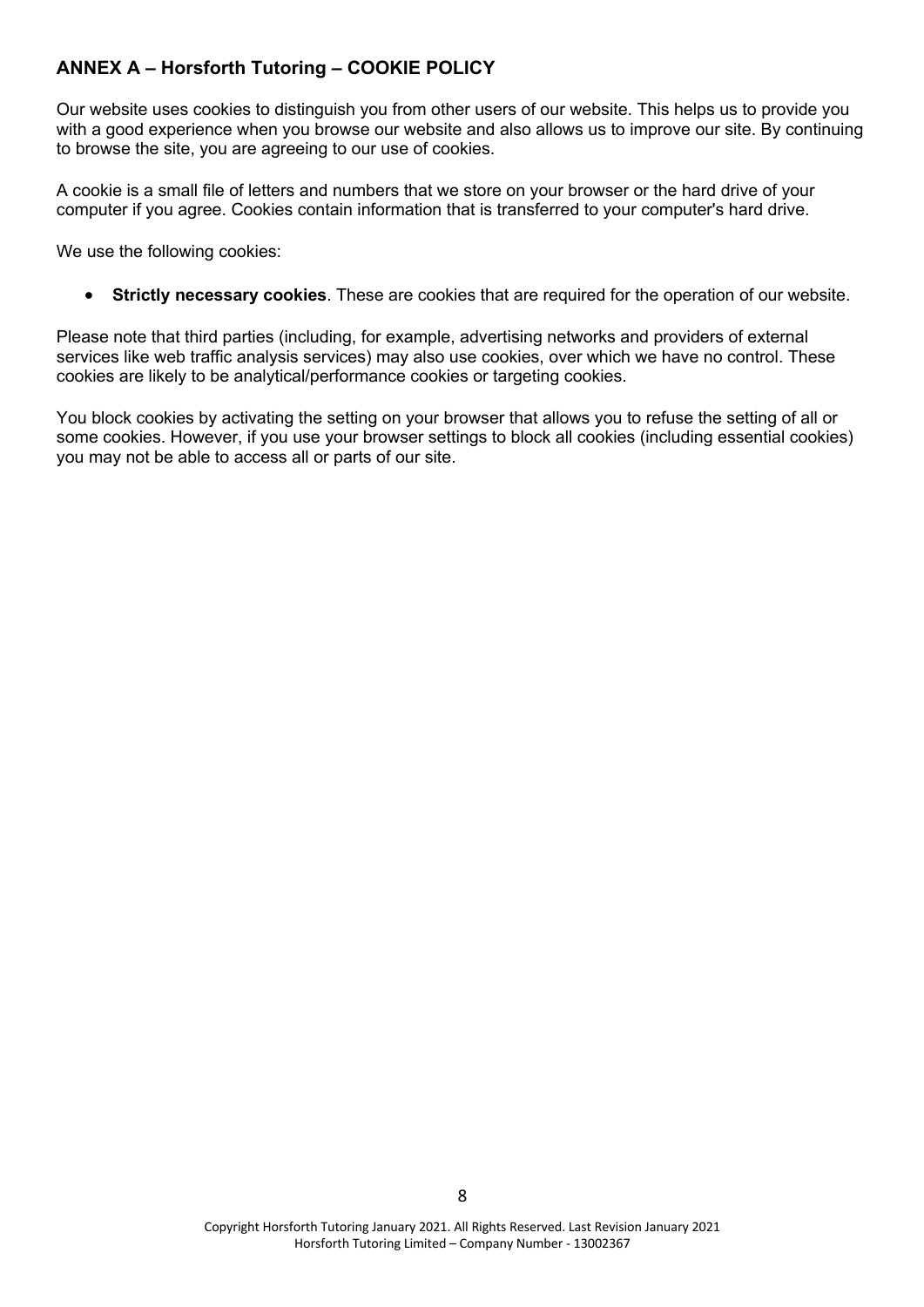## ANNEX A – Horsforth Tutoring – COOKIE POLICY

Our website uses cookies to distinguish you from other users of our website. This helps us to provide you with a good experience when you browse our website and also allows us to improve our site. By continuing to browse the site, you are agreeing to our use of cookies.

A cookie is a small file of letters and numbers that we store on your browser or the hard drive of your computer if you agree. Cookies contain information that is transferred to your computer's hard drive.

We use the following cookies:

- **Strictly necessary cookies**. These are cookies that are required for the operation of our website.

Please note that third parties (including, for example, advertising networks and providers of external services like web traffic analysis services) may also use cookies, over which we have no control. These cookies are likely to be analytical/performance cookies or targeting cookies.

You block cookies by activating the setting on your browser that allows you to refuse the setting of all or some cookies. However, if you use your browser settings to block all cookies (including essential cookies) you may not be able to access all or parts of our site.